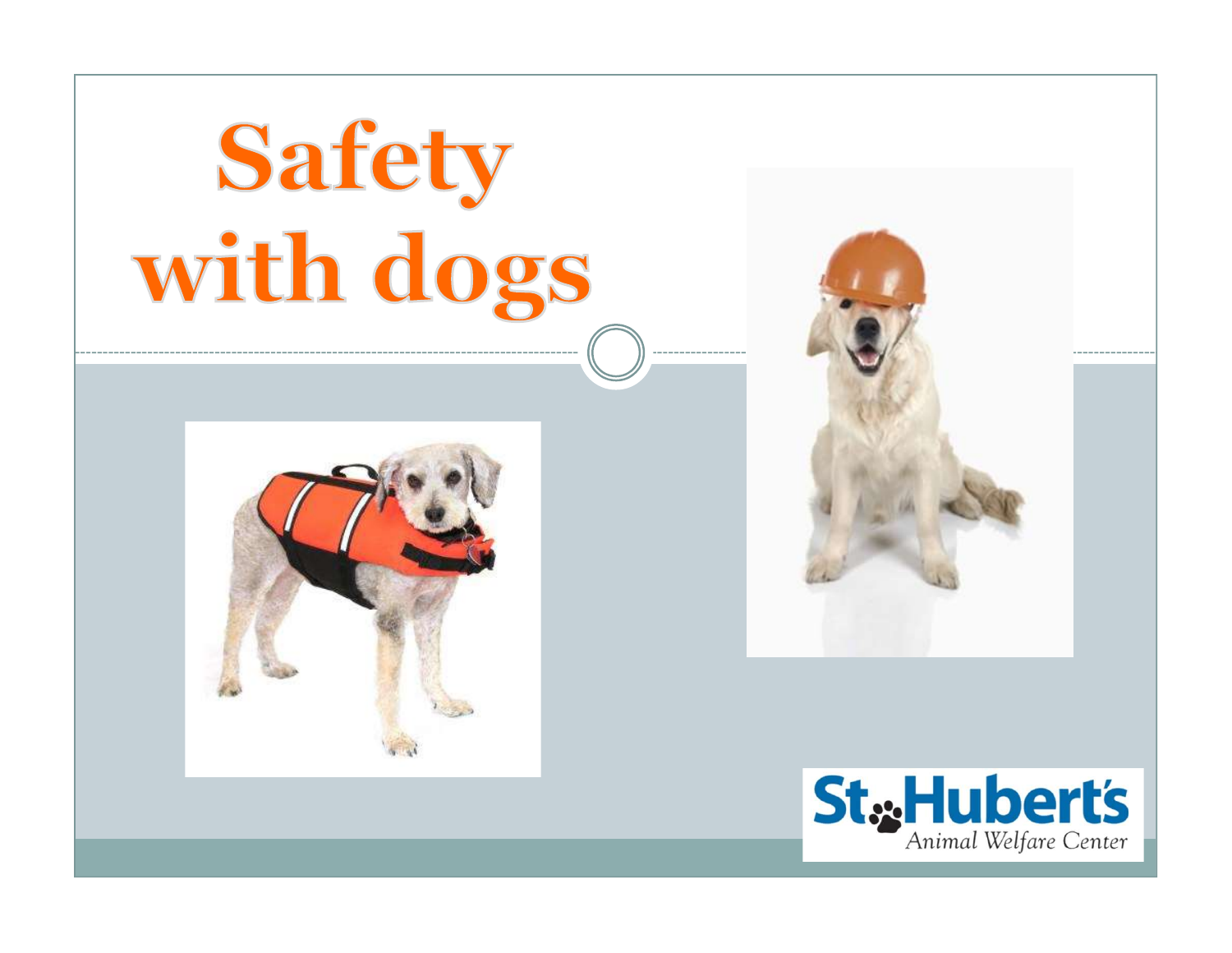# Safety with dogs

St. Hubert's Animal Welfare Center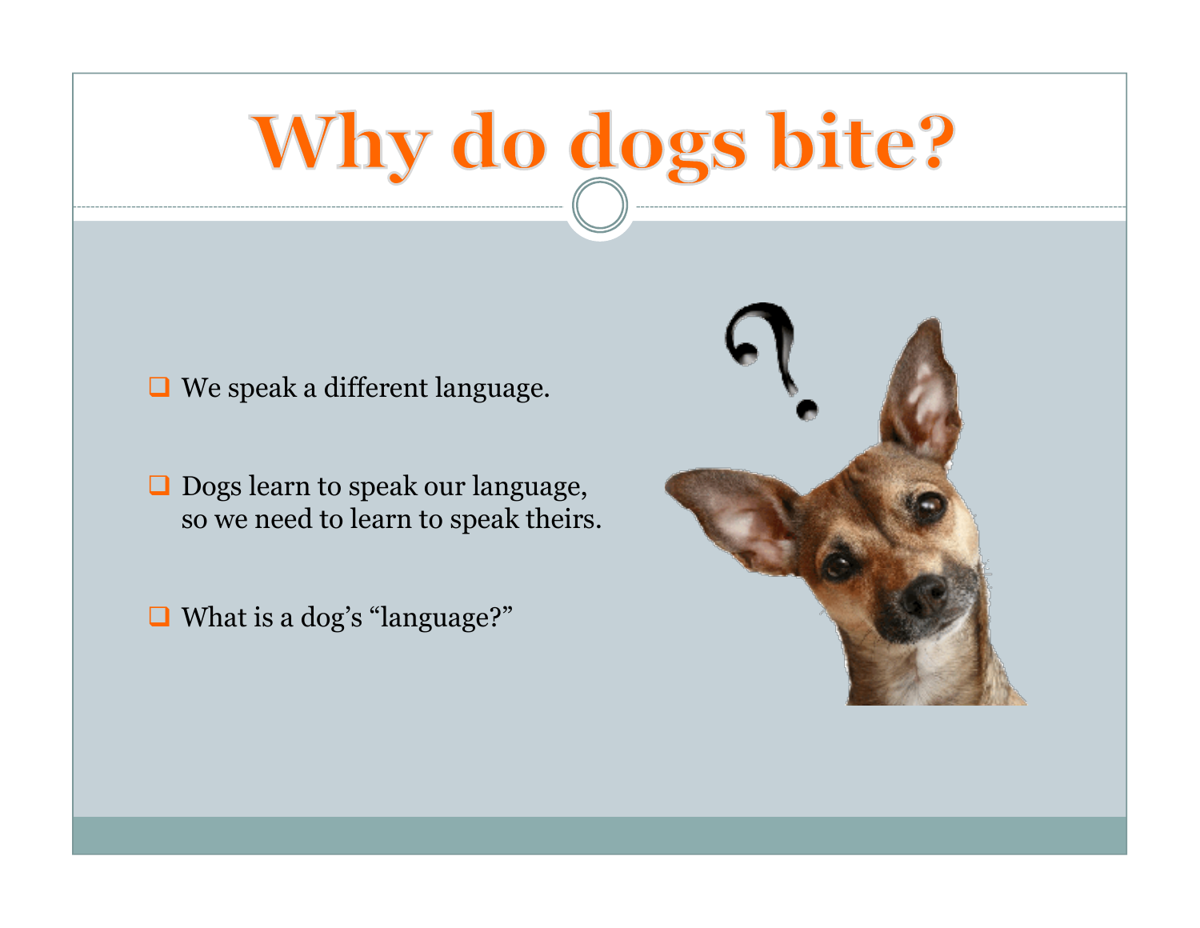# Why do dogs bite?

- We speak a different language.
- Dogs learn to speak our language, so we need to learn to speak theirs.
- What is a dog's "language?"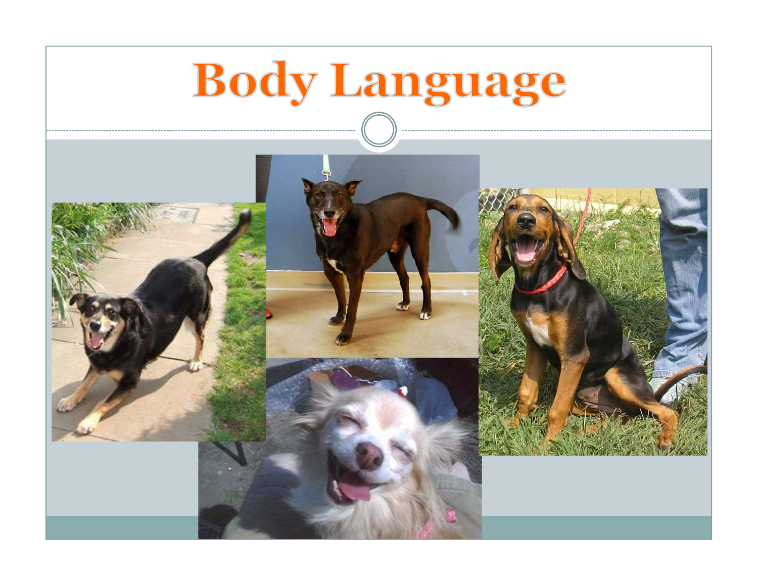# Body Language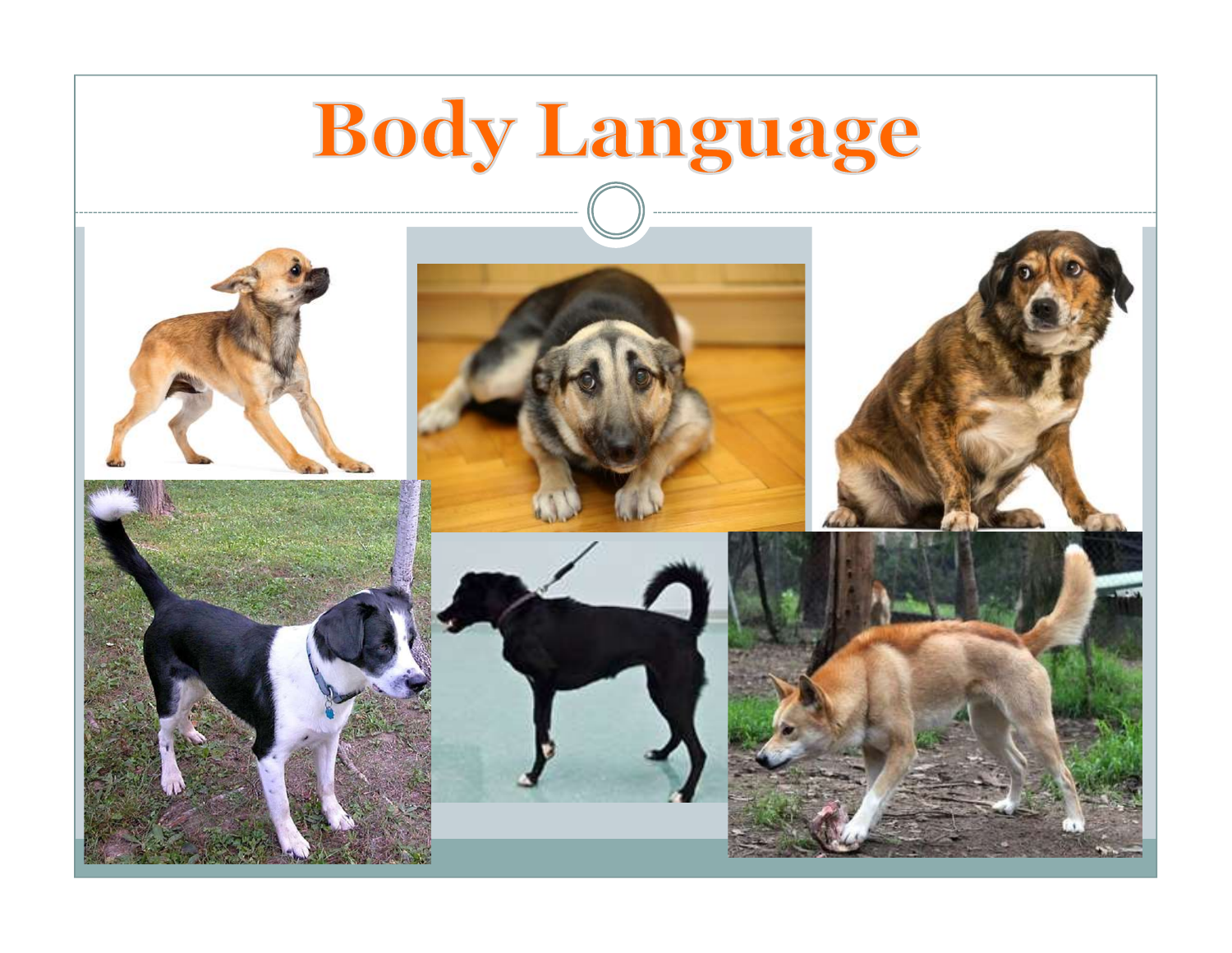# Body Language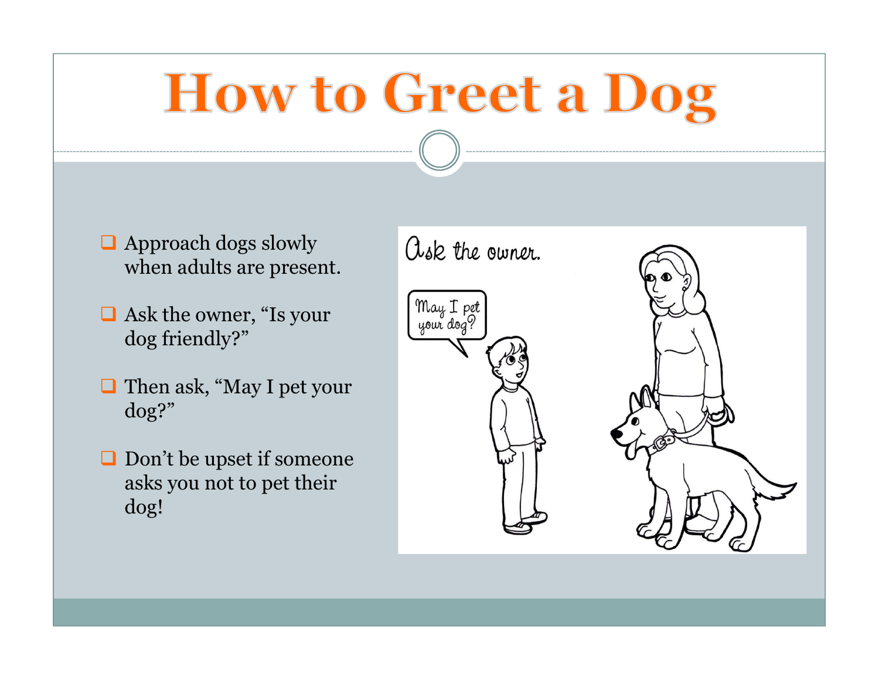# How to Greet a Dog

- Approach dogs slowly when adults are present.
- Ask the owner, “Is your dog friendly?”
- Then ask, “May I pet your dog?”
- Don’t be upset if someone asks you not to pet their dog!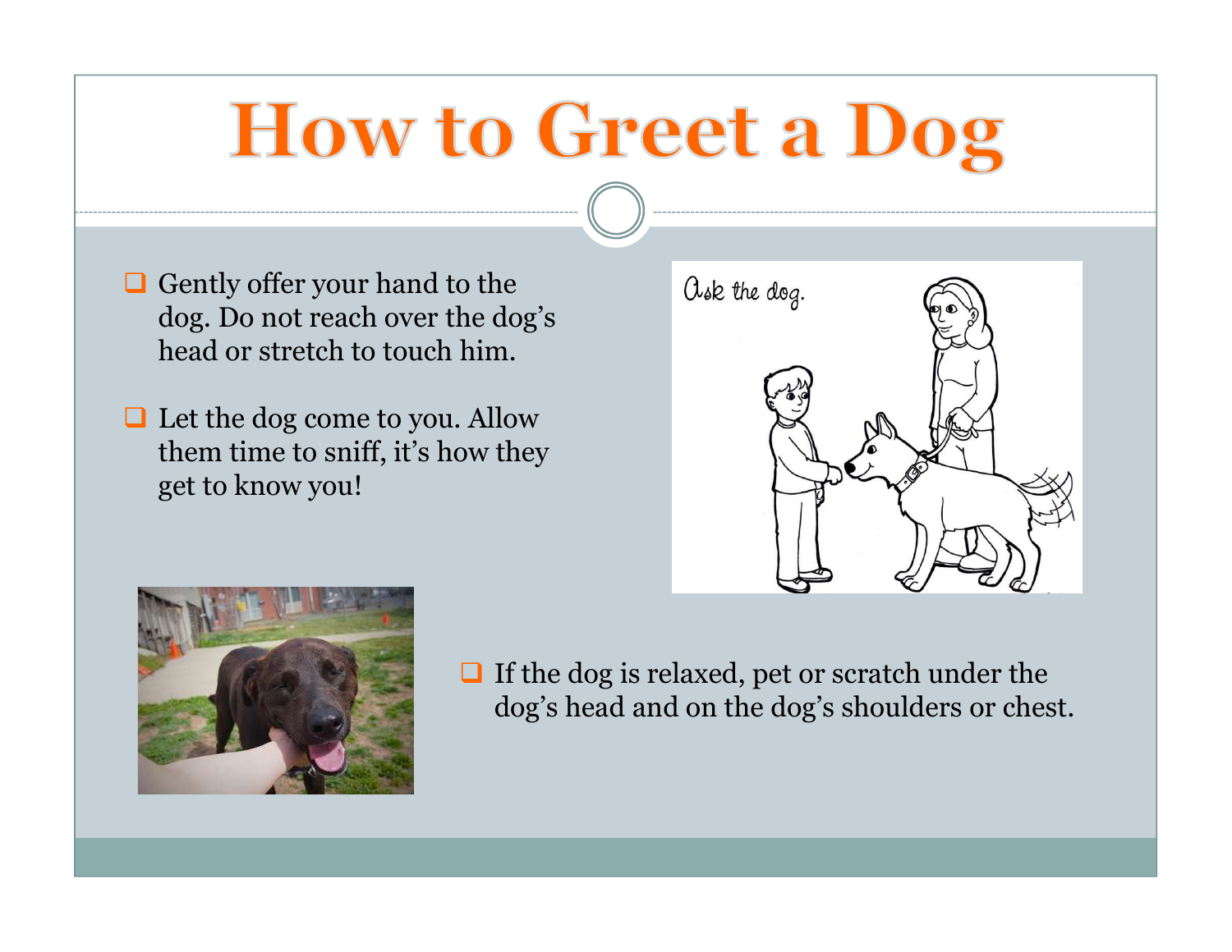# How to Greet a Dog

- Gently offer your hand to the dog. Do not reach over the dog's head or stretch to touch him.
- Let the dog come to you. Allow them time to sniff, it's how they get to know you!
- If the dog is relaxed, pet or scratch under the dog's head and on the dog's shoulders or chest.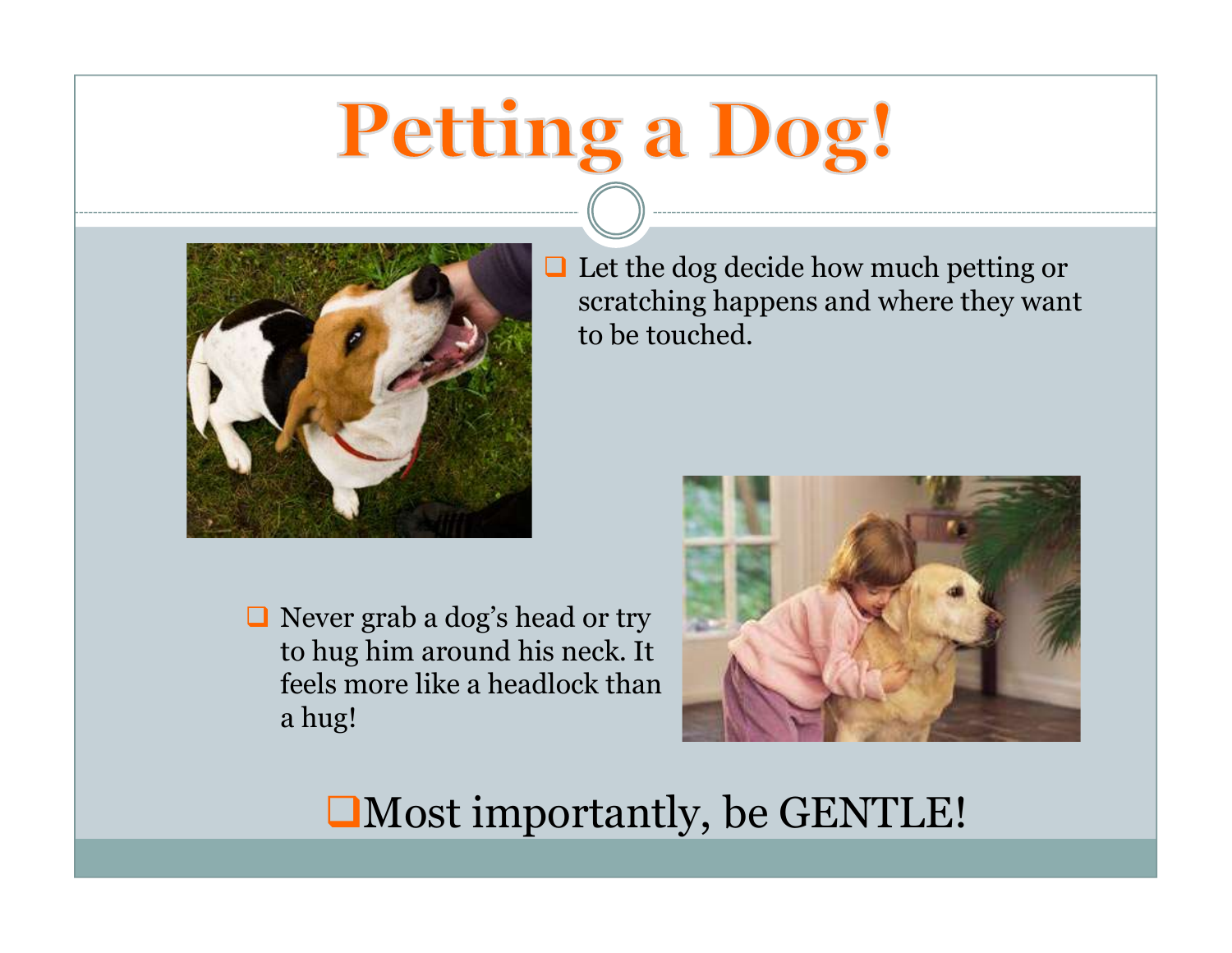# Petting a Dog!

- Let the dog decide how much petting or scratching happens and where they want to be touched.

- Never grab a dog's head or try to hug him around his neck. It feels more like a headlock than a hug!

- Most importantly, be GENTLE!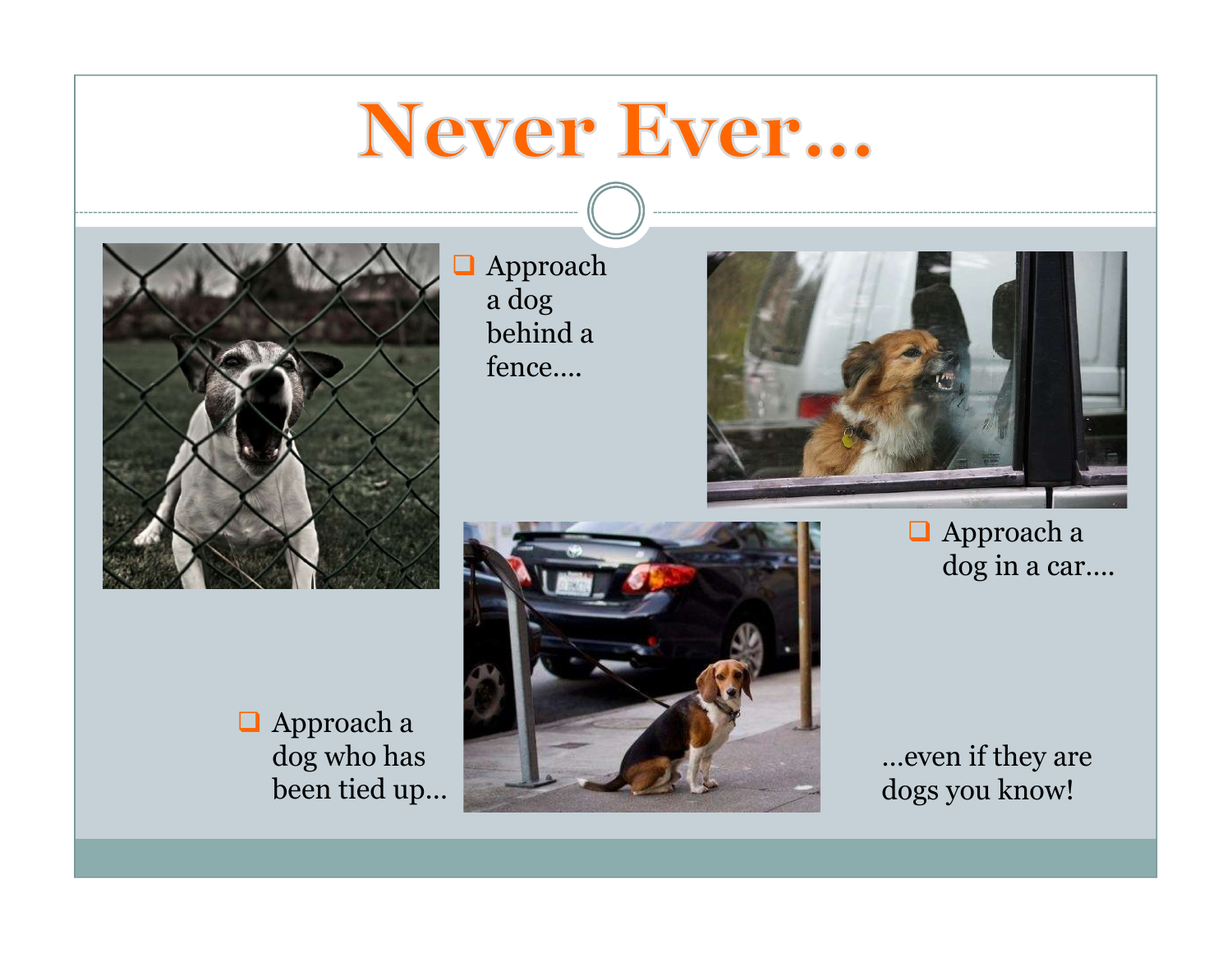# Never Ever...

- Approach a dog behind a fence....
- Approach a dog in a car....
- Approach a dog who has been tied up...

...even if they are dogs you know!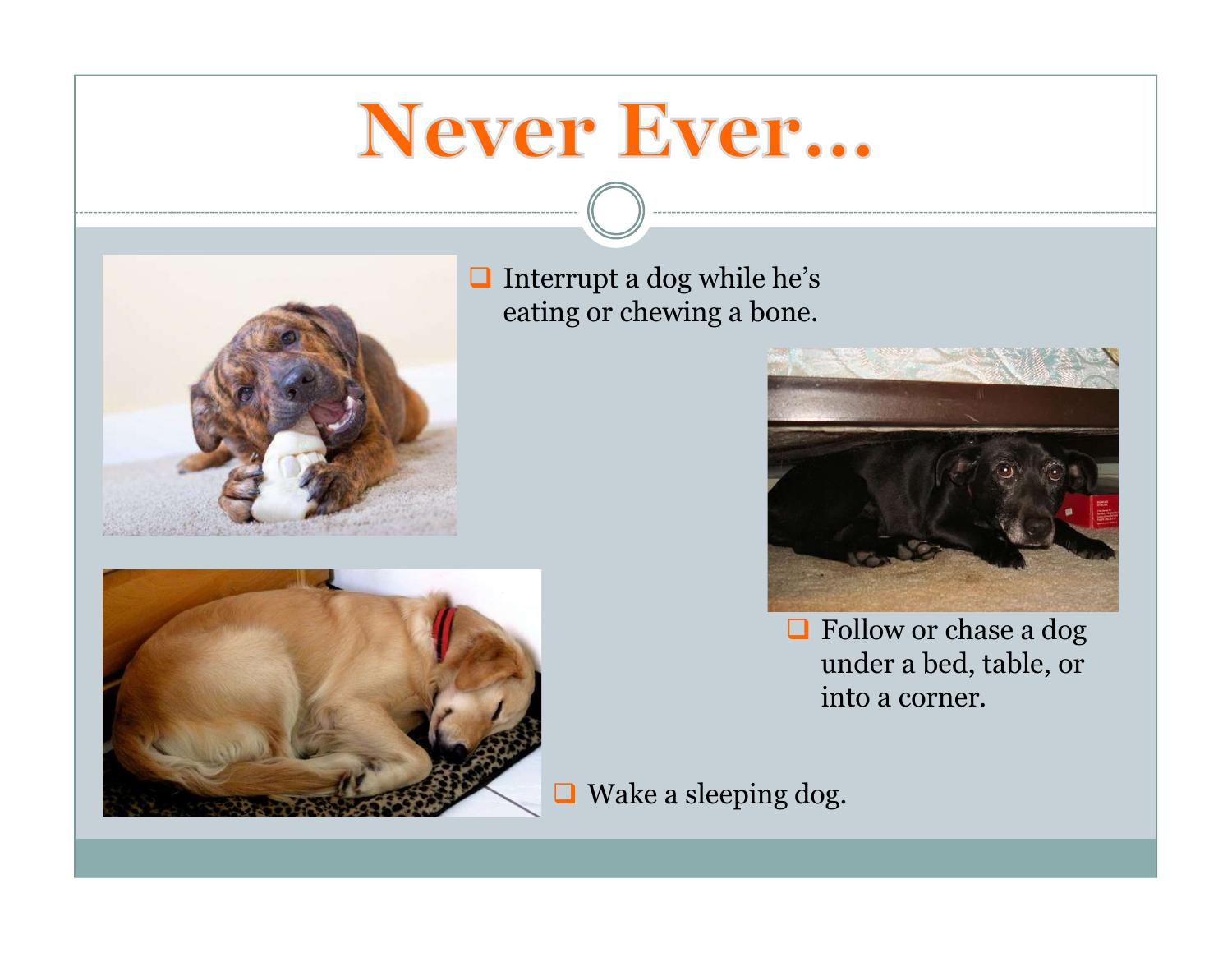# Never Ever...

- Interrupt a dog while he's eating or chewing a bone.
- Follow or chase a dog under a bed, table, or into a corner.
- Wake a sleeping dog.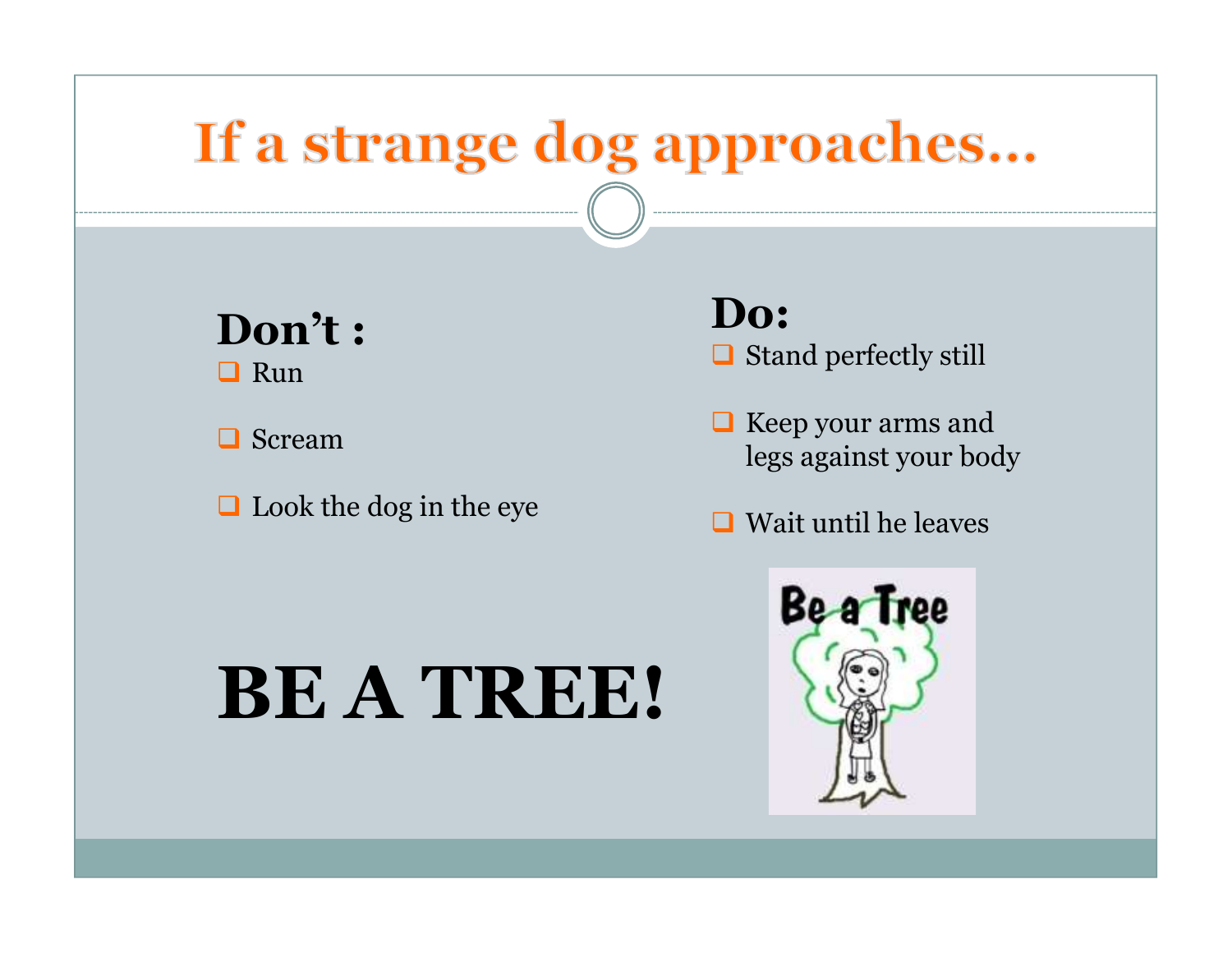# If a strange dog approaches…

**Don't :**

- Run
- Scream
- Look the dog in the eye

**Do:**

- Stand perfectly still
- Keep your arms and legs against your body
- Wait until he leaves

# BE A TREE!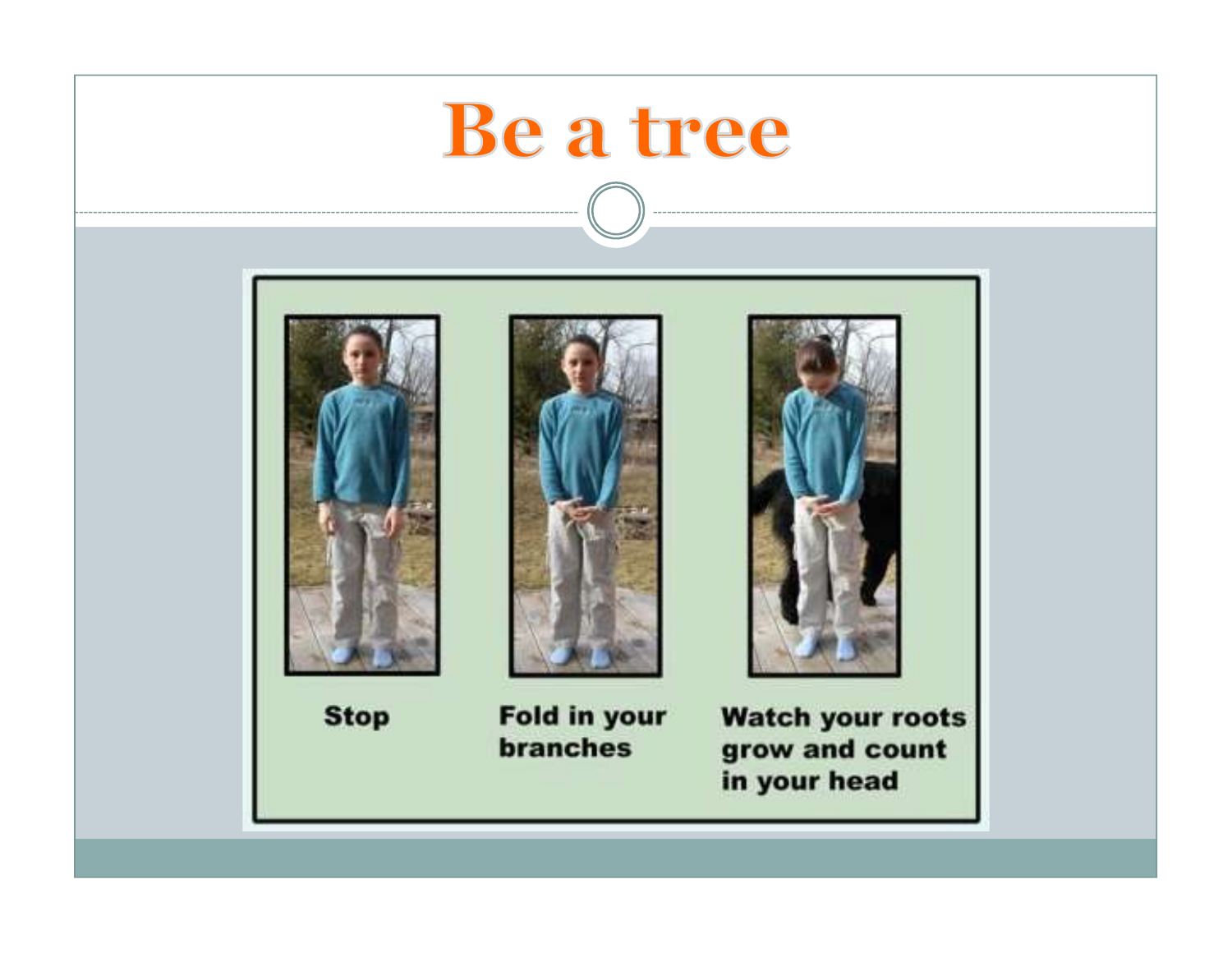# Be a tree

Stop

Fold in your branches

Watch your roots grow and count in your head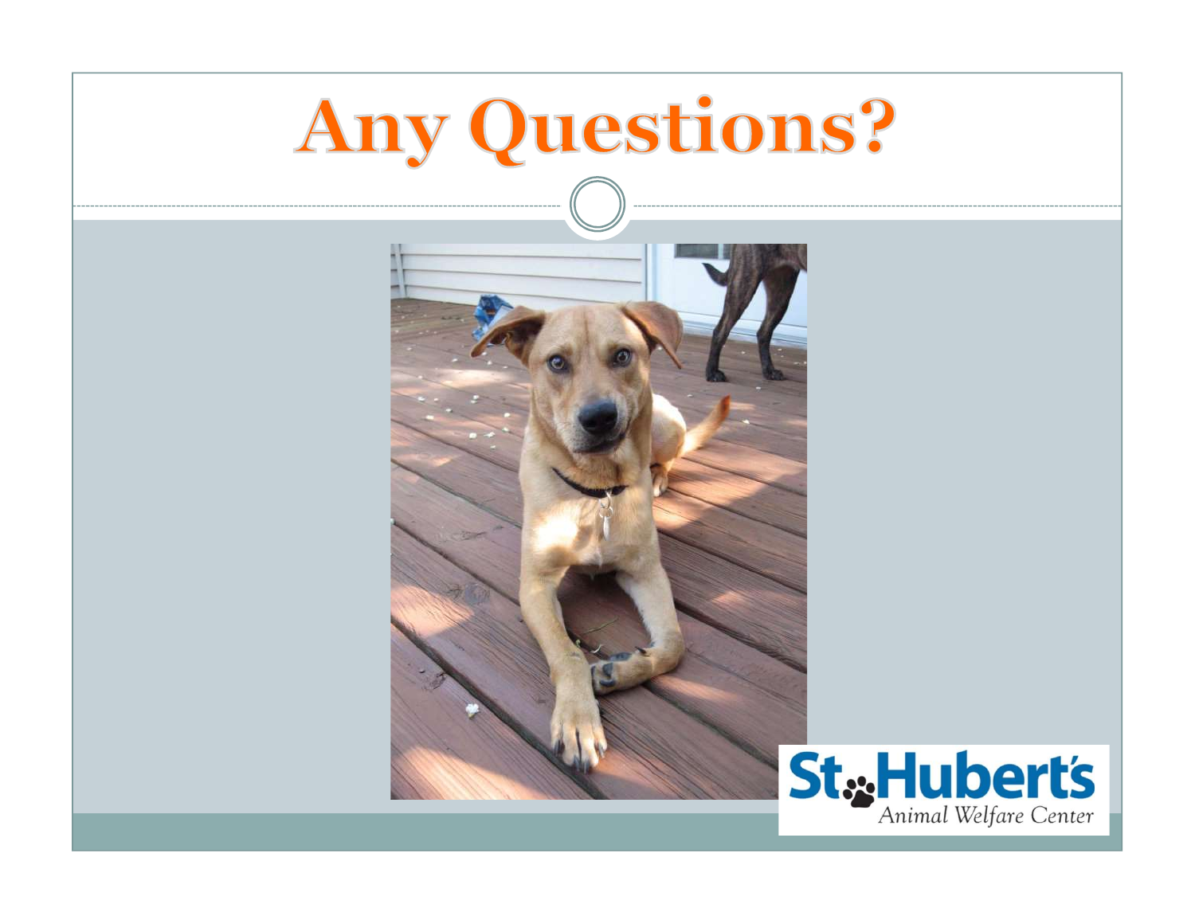# Any Questions?

St. Hubert's
Animal Welfare Center